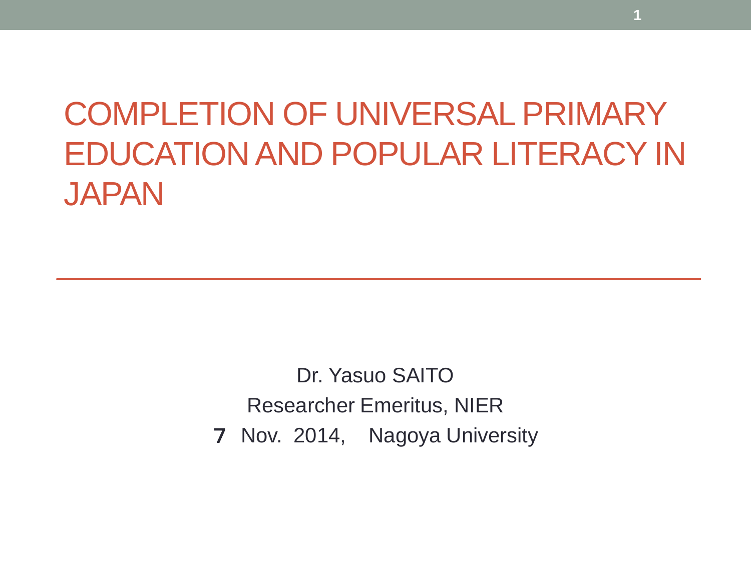# COMPLETION OF UNIVERSAL PRIMARY EDUCATION AND POPULAR LITERACY IN JAPAN

Dr. Yasuo SAITO

Researcher Emeritus, NIER

7 Nov. 2014, Nagoya University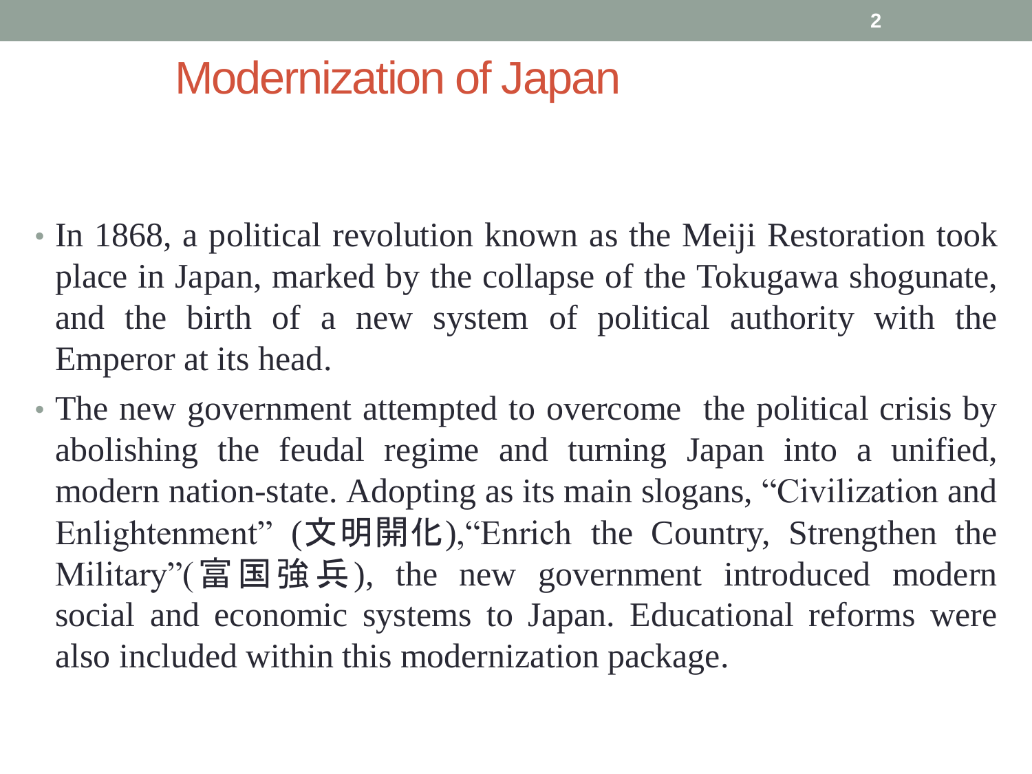# Modernization of Japan

- In 1868, a political revolution known as the Meiji Restoration took place in Japan, marked by the collapse of the Tokugawa shogunate, and the birth of a new system of political authority with the Emperor at its head.
- The new government attempted to overcome the political crisis by abolishing the feudal regime and turning Japan into a unified, modern nation-state. Adopting as its main slogans, "Civilization and Enlightenment" (文明開化),"Enrich the Country, Strengthen the Military"(富国強兵), the new government introduced modern social and economic systems to Japan. Educational reforms were also included within this modernization package.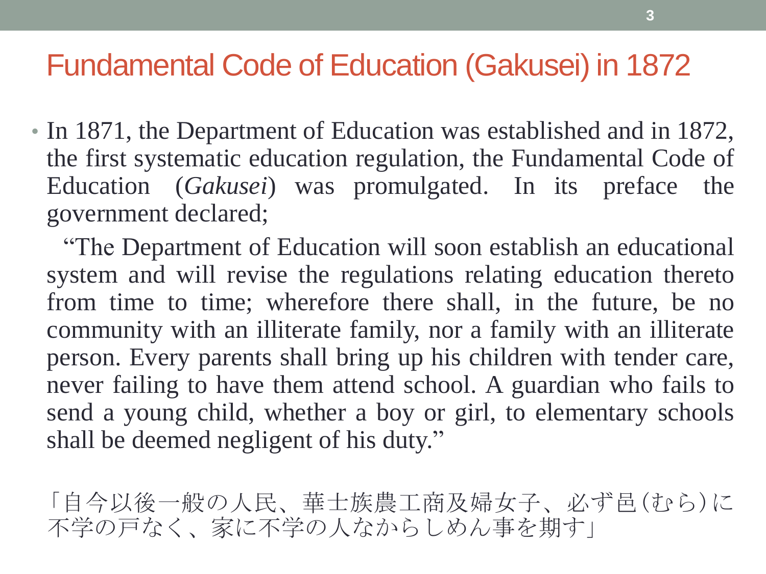# Fundamental Code of Education (Gakusei) in 1872

- In 1871, the Department of Education was established and in 1872, the first systematic education regulation, the Fundamental Code of Education (*Gakusei*) was promulgated. In its preface the government declared;

  "The Department of Education will soon establish an educational system and will revise the regulations relating education thereto from time to time; wherefore there shall, in the future, be no community with an illiterate family, nor a family with an illiterate person. Every parents shall bring up his children with tender care, never failing to have them attend school. A guardian who fails to send a young child, whether a boy or girl, to elementary schools shall be deemed negligent of his duty."

「自今以後一般の人民、華士族農工商及婦女子、必ず邑(むら)に不学の戸なく、家に不学の人なからしめん事を期す」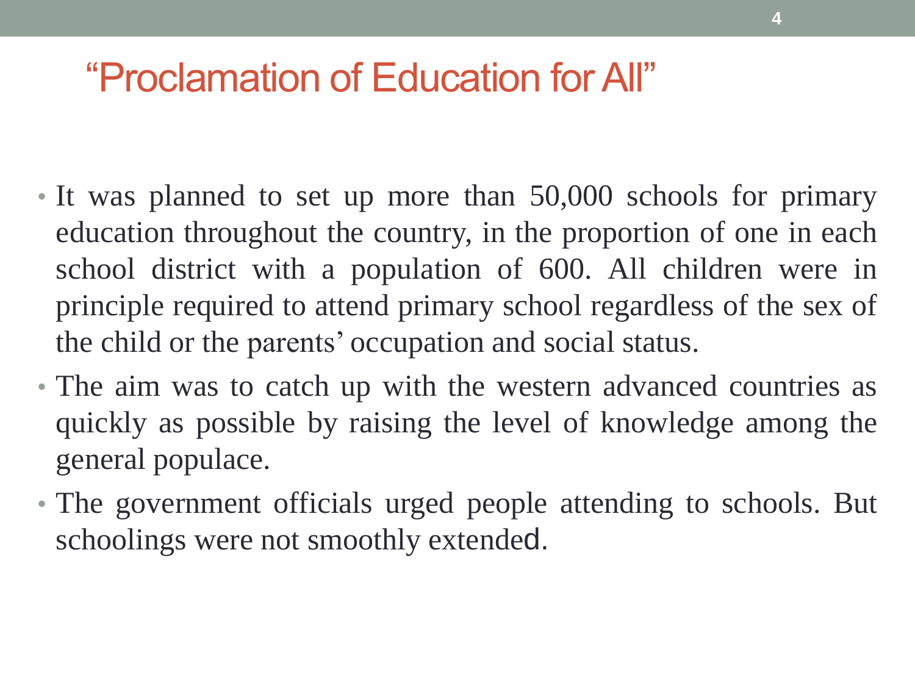# "Proclamation of Education for All"

- It was planned to set up more than 50,000 schools for primary education throughout the country, in the proportion of one in each school district with a population of 600. All children were in principle required to attend primary school regardless of the sex of the child or the parents' occupation and social status.
- The aim was to catch up with the western advanced countries as quickly as possible by raising the level of knowledge among the general populace.
- The government officials urged people attending to schools. But schoolings were not smoothly extended.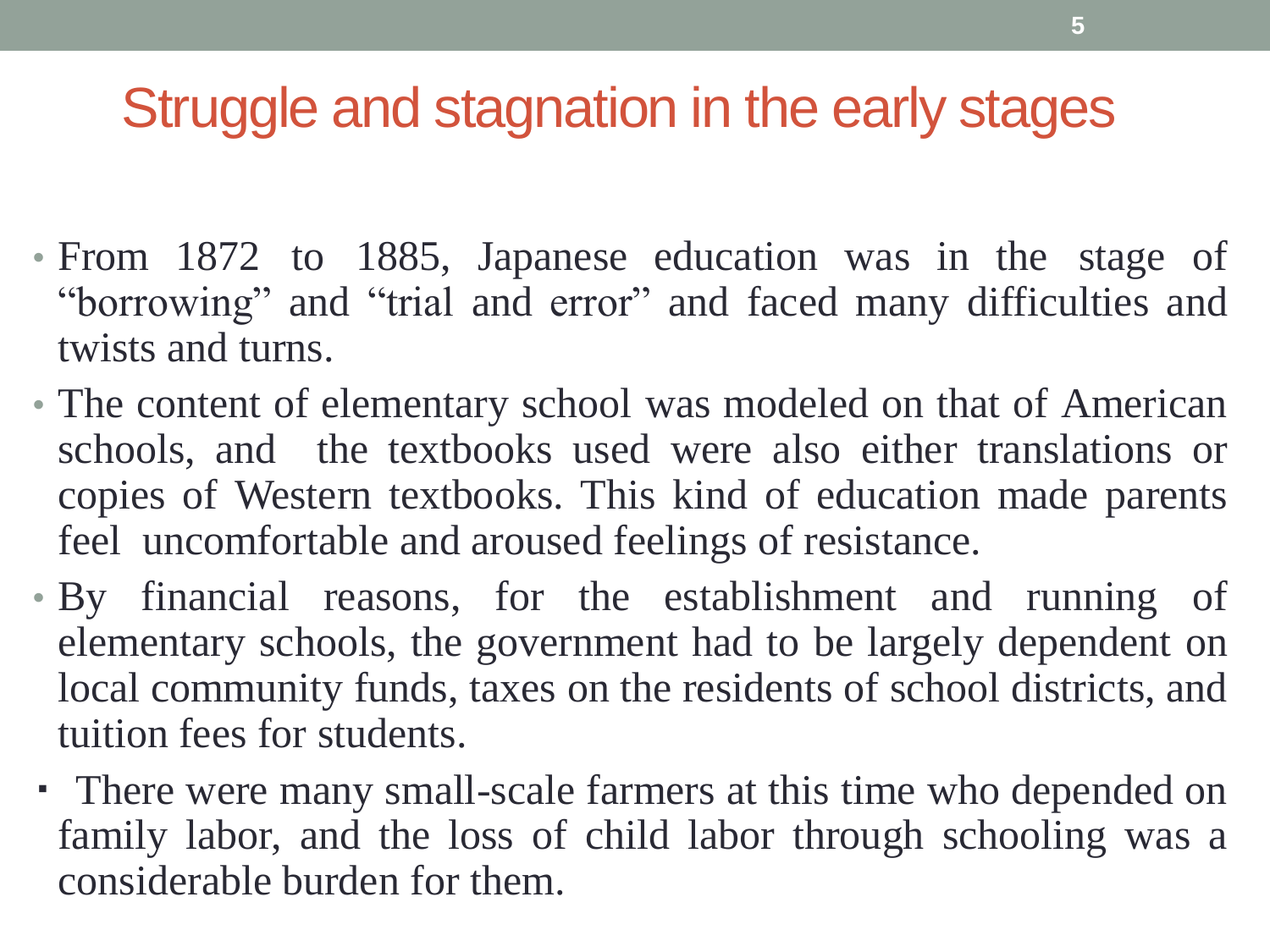# Struggle and stagnation in the early stages

- From 1872 to 1885, Japanese education was in the stage of "borrowing" and "trial and error" and faced many difficulties and twists and turns.
- The content of elementary school was modeled on that of American schools, and the textbooks used were also either translations or copies of Western textbooks. This kind of education made parents feel uncomfortable and aroused feelings of resistance.
- By financial reasons, for the establishment and running of elementary schools, the government had to be largely dependent on local community funds, taxes on the residents of school districts, and tuition fees for students.
- There were many small-scale farmers at this time who depended on family labor, and the loss of child labor through schooling was a considerable burden for them.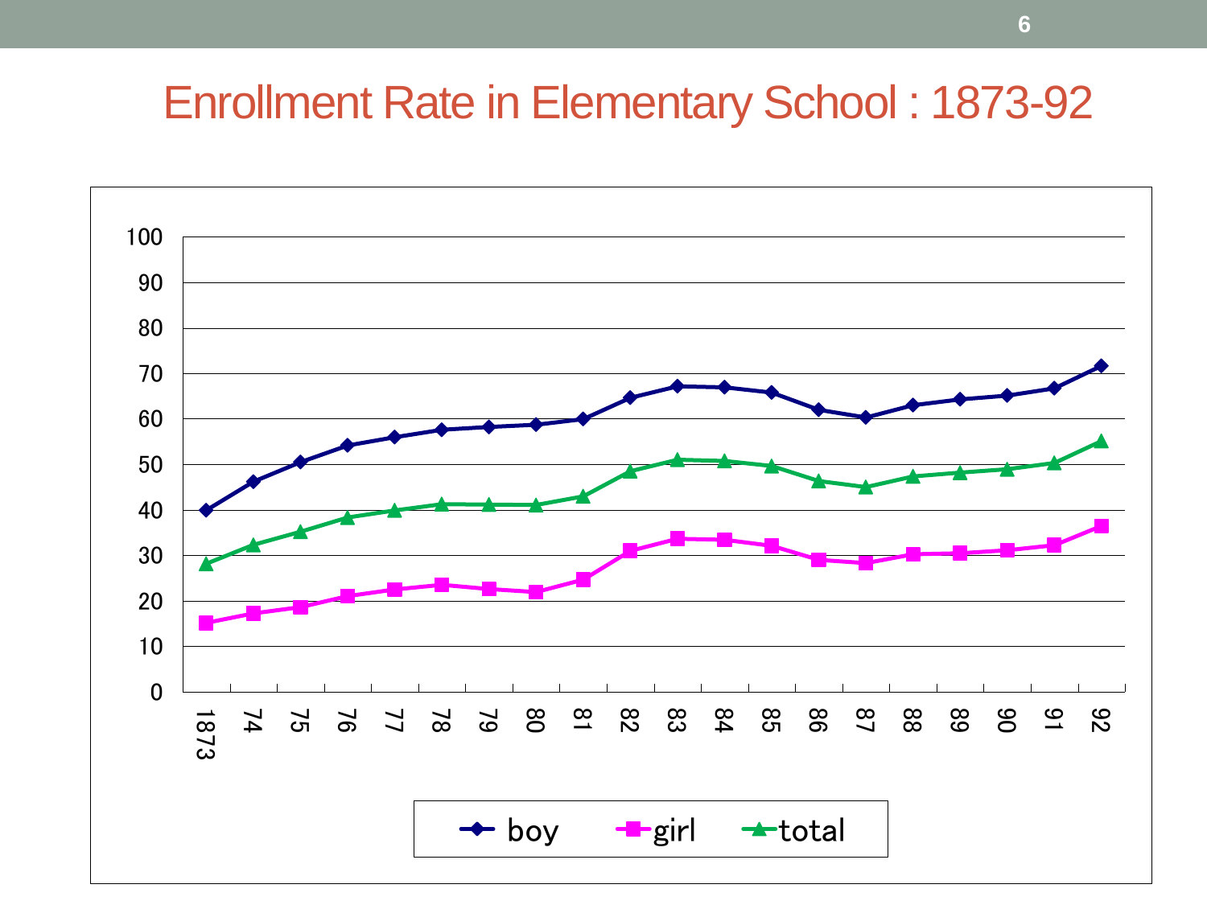# Enrollment Rate in Elementary School : 1873-92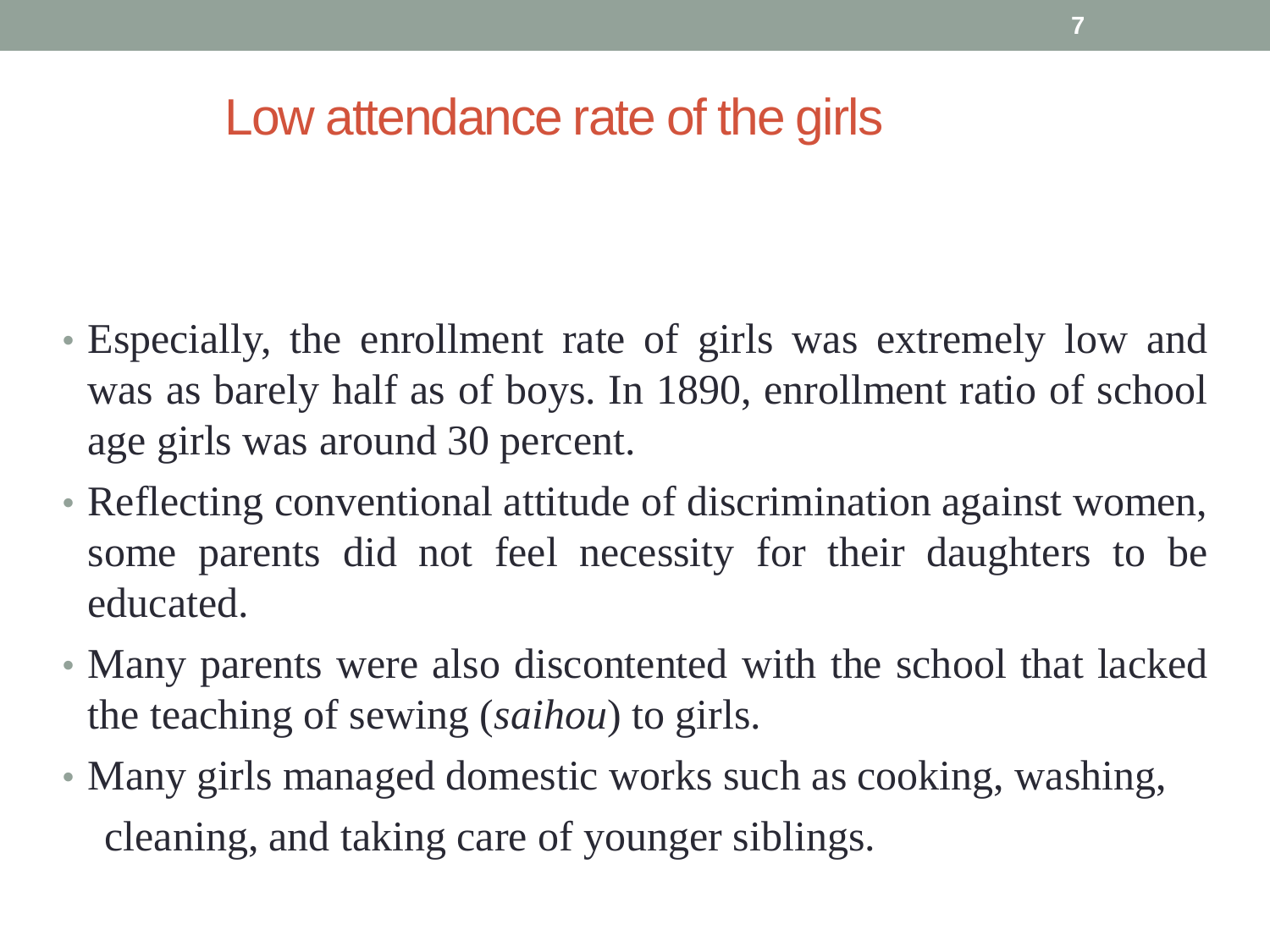# Low attendance rate of the girls

- Especially, the enrollment rate of girls was extremely low and was as barely half as of boys. In 1890, enrollment ratio of school age girls was around 30 percent.
- Reflecting conventional attitude of discrimination against women, some parents did not feel necessity for their daughters to be educated.
- Many parents were also discontented with the school that lacked the teaching of sewing (*saihou*) to girls.
- Many girls managed domestic works such as cooking, washing, cleaning, and taking care of younger siblings.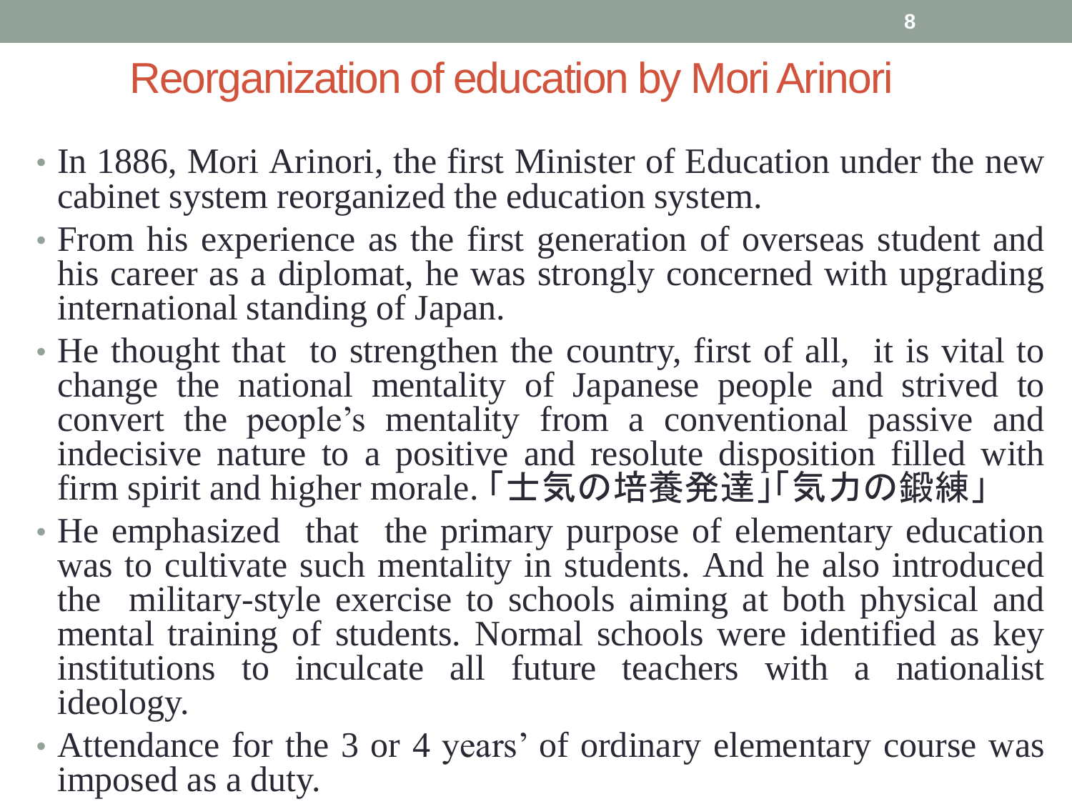# Reorganization of education by Mori Arinori

- In 1886, Mori Arinori, the first Minister of Education under the new cabinet system reorganized the education system.
- From his experience as the first generation of overseas student and his career as a diplomat, he was strongly concerned with upgrading international standing of Japan.
- He thought that to strengthen the country, first of all, it is vital to change the national mentality of Japanese people and strived to convert the people's mentality from a conventional passive and indecisive nature to a positive and resolute disposition filled with firm spirit and higher morale.「士気の培養発達」「気力の鍛練」
- He emphasized that the primary purpose of elementary education was to cultivate such mentality in students. And he also introduced the military-style exercise to schools aiming at both physical and mental training of students. Normal schools were identified as key institutions to inculcate all future teachers with a nationalist ideology.
- Attendance for the 3 or 4 years' of ordinary elementary course was imposed as a duty.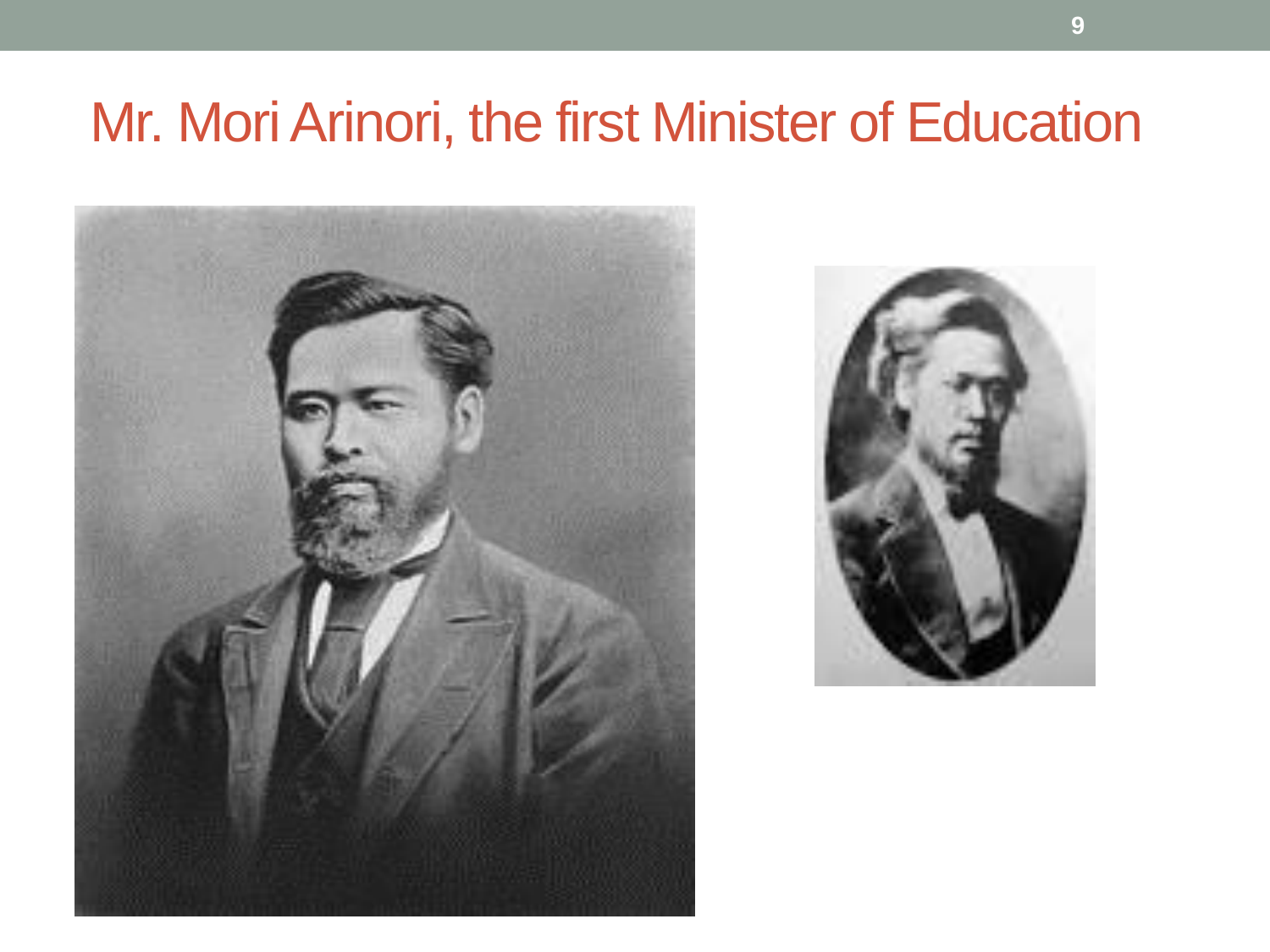# Mr. Mori Arinori, the first Minister of Education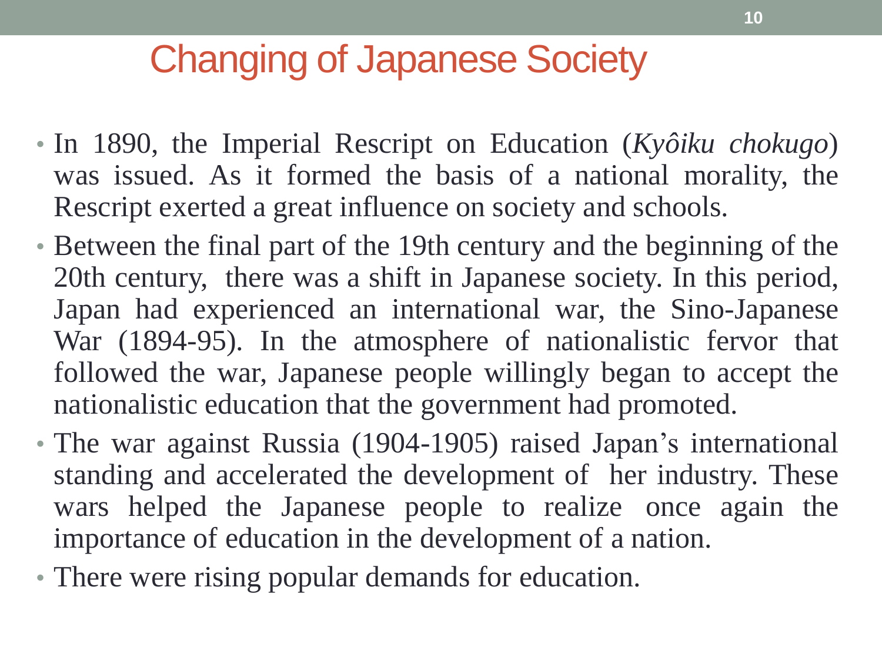# Changing of Japanese Society

- In 1890, the Imperial Rescript on Education (*Kyôiku chokugo*) was issued. As it formed the basis of a national morality, the Rescript exerted a great influence on society and schools.
- Between the final part of the 19th century and the beginning of the 20th century, there was a shift in Japanese society. In this period, Japan had experienced an international war, the Sino-Japanese War (1894-95). In the atmosphere of nationalistic fervor that followed the war, Japanese people willingly began to accept the nationalistic education that the government had promoted.
- The war against Russia (1904-1905) raised Japan's international standing and accelerated the development of her industry. These wars helped the Japanese people to realize once again the importance of education in the development of a nation.
- There were rising popular demands for education.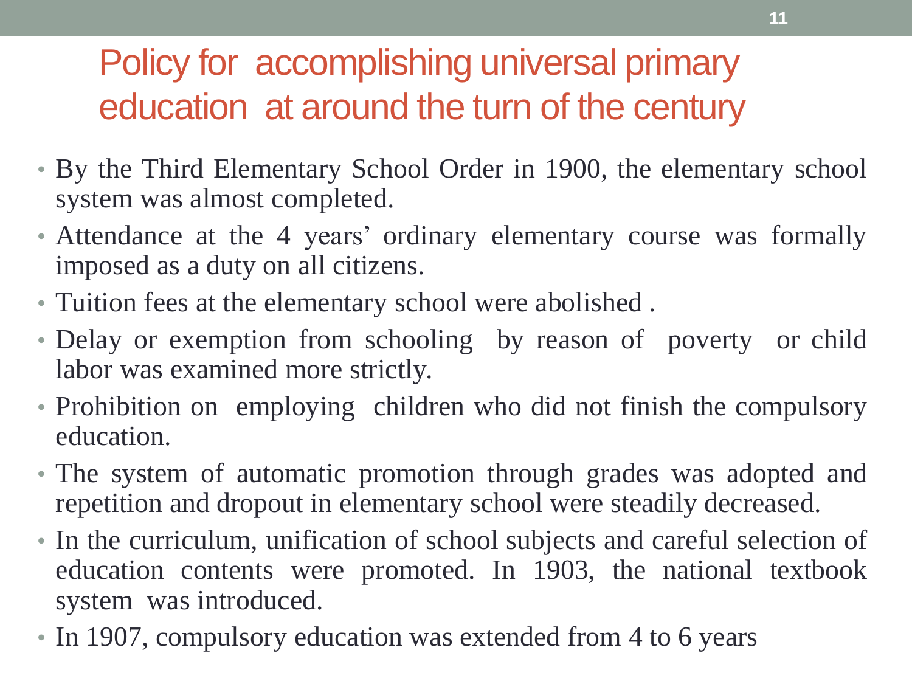# Policy for accomplishing universal primary education at around the turn of the century

- By the Third Elementary School Order in 1900, the elementary school system was almost completed.
- Attendance at the 4 years' ordinary elementary course was formally imposed as a duty on all citizens.
- Tuition fees at the elementary school were abolished .
- Delay or exemption from schooling by reason of poverty or child labor was examined more strictly.
- Prohibition on employing children who did not finish the compulsory education.
- The system of automatic promotion through grades was adopted and repetition and dropout in elementary school were steadily decreased.
- In the curriculum, unification of school subjects and careful selection of education contents were promoted. In 1903, the national textbook system was introduced.
- In 1907, compulsory education was extended from 4 to 6 years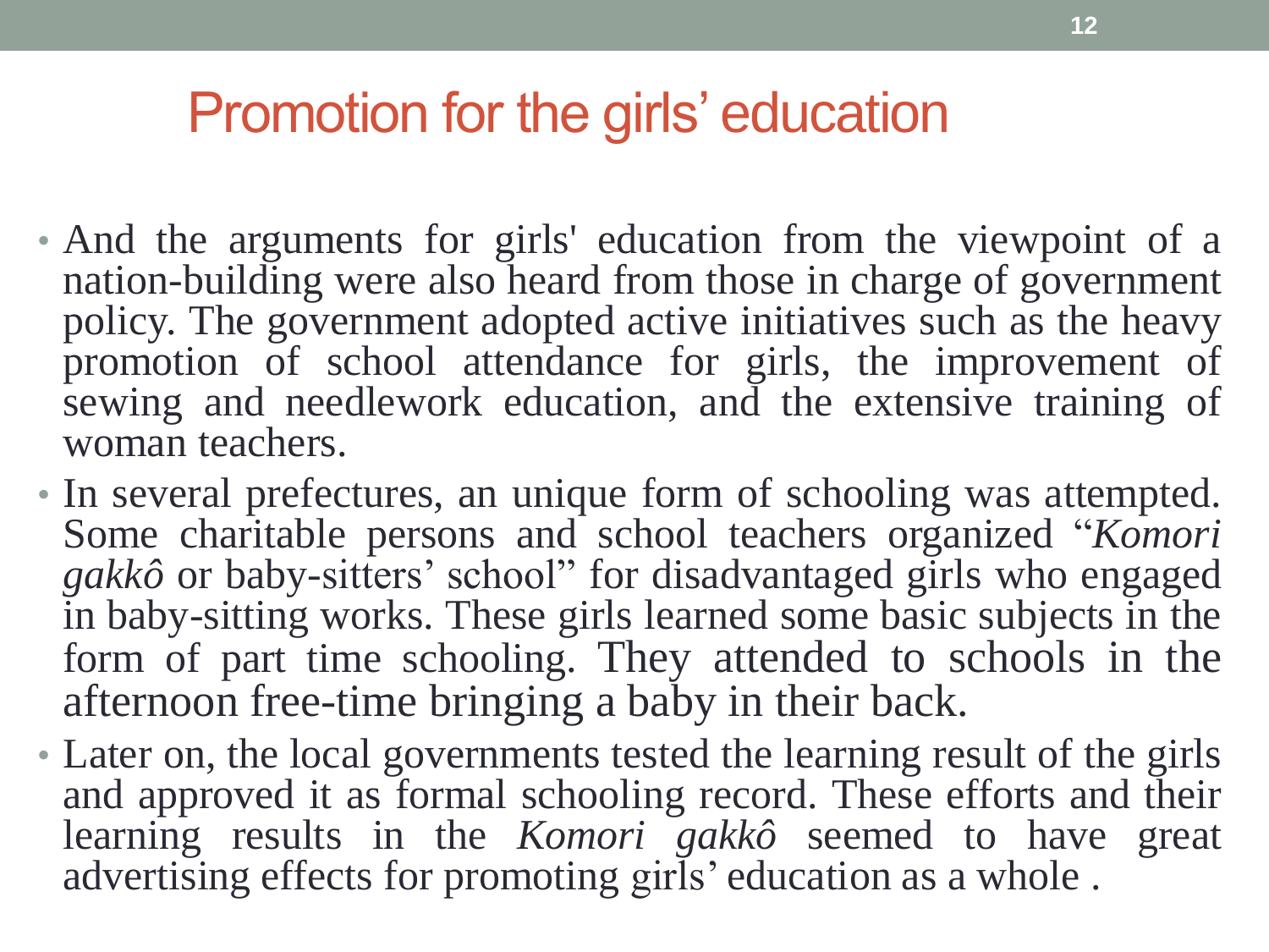## Promotion for the girls' education

- And the arguments for girls' education from the viewpoint of a nation-building were also heard from those in charge of government policy. The government adopted active initiatives such as the heavy promotion of school attendance for girls, the improvement of sewing and needlework education, and the extensive training of woman teachers.
- In several prefectures, an unique form of schooling was attempted. Some charitable persons and school teachers organized "*Komori gakkô* or baby-sitters' school" for disadvantaged girls who engaged in baby-sitting works. These girls learned some basic subjects in the form of part time schooling. They attended to schools in the afternoon free-time bringing a baby in their back.
- Later on, the local governments tested the learning result of the girls and approved it as formal schooling record. These efforts and their learning results in the *Komori gakkô* seemed to have great advertising effects for promoting girls' education as a whole .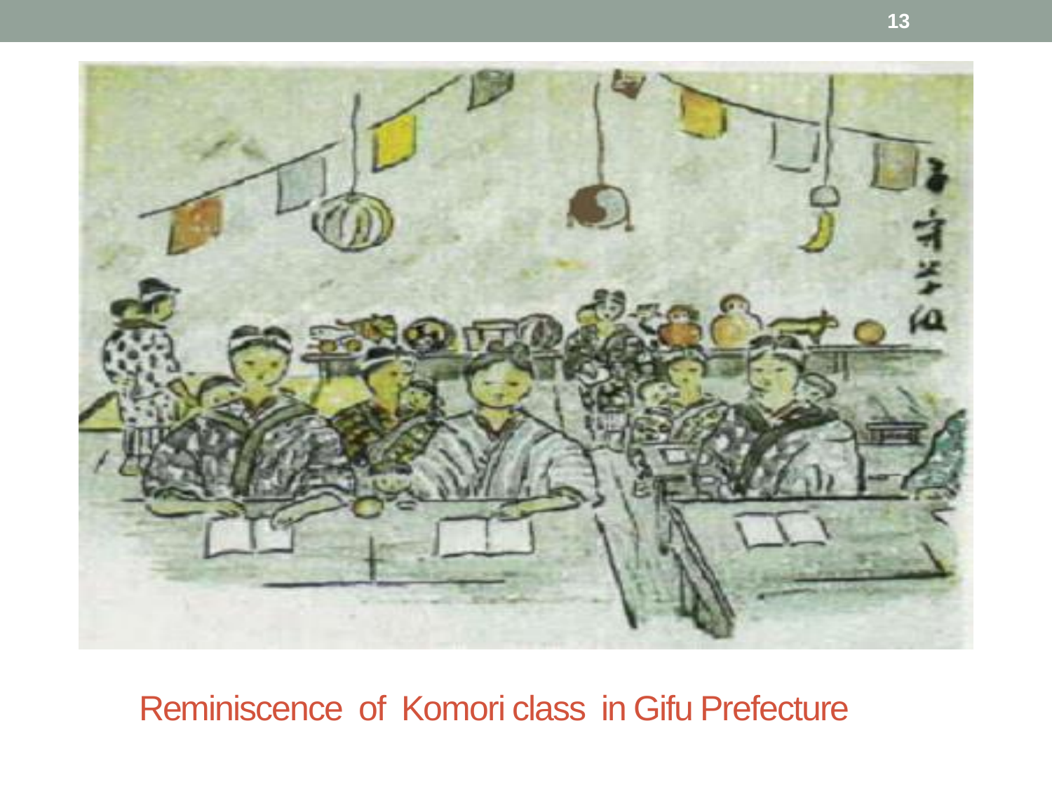Reminiscence of Komori class in Gifu Prefecture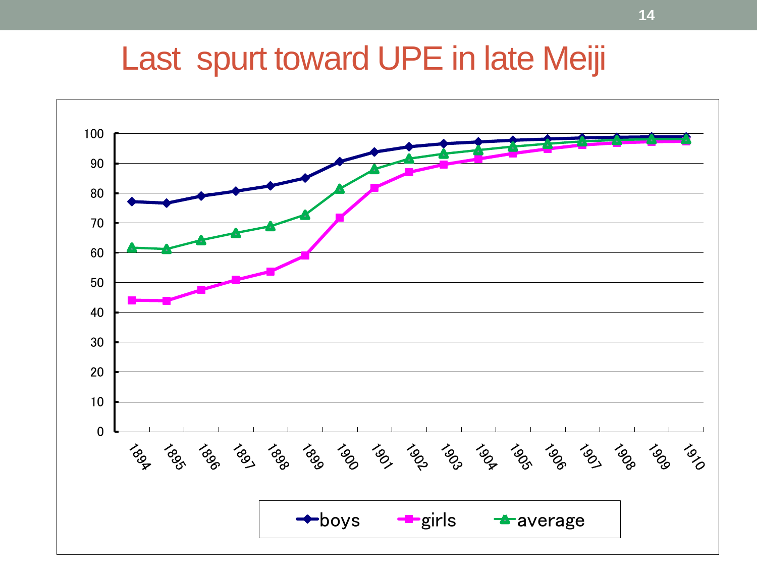# Last spurt toward UPE in late Meiji

100
90
80
70
60
50
40
30
20
10
0

1894 1895 1896 1897 1898 1899 1900 1901 1902 1903 1904 1905 1906 1907 1908 1909 1910

boys girls average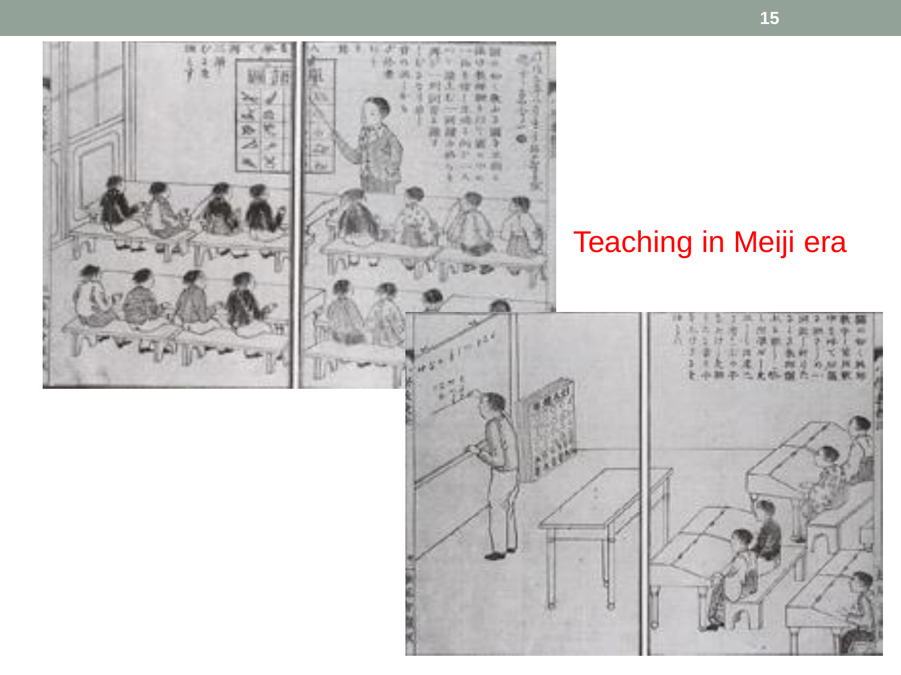Teaching in Meiji era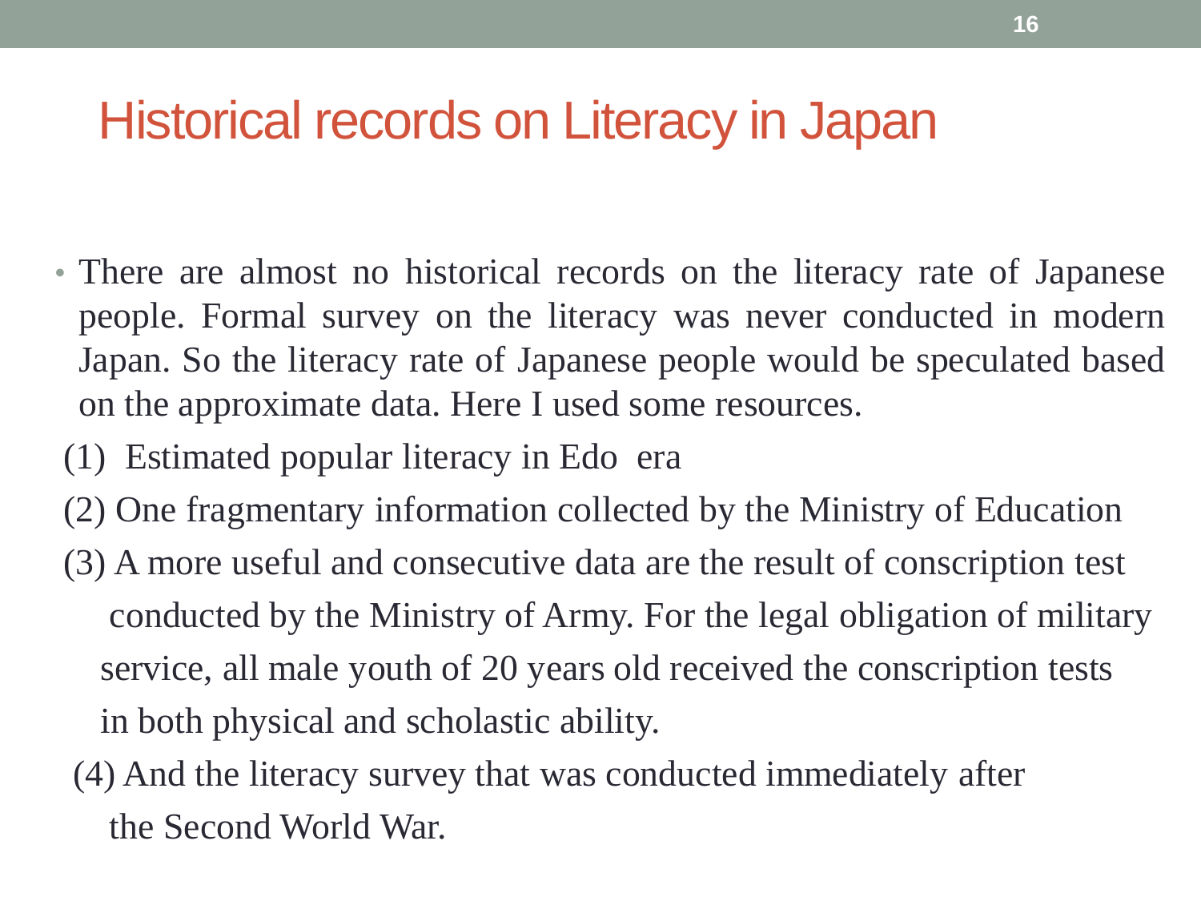# Historical records on Literacy in Japan

- There are almost no historical records on the literacy rate of Japanese people. Formal survey on the literacy was never conducted in modern Japan. So the literacy rate of Japanese people would be speculated based on the approximate data. Here I used some resources.

(1) Estimated popular literacy in Edo era

(2) One fragmentary information collected by the Ministry of Education

(3) A more useful and consecutive data are the result of conscription test conducted by the Ministry of Army. For the legal obligation of military service, all male youth of 20 years old received the conscription tests in both physical and scholastic ability.

(4) And the literacy survey that was conducted immediately after the Second World War.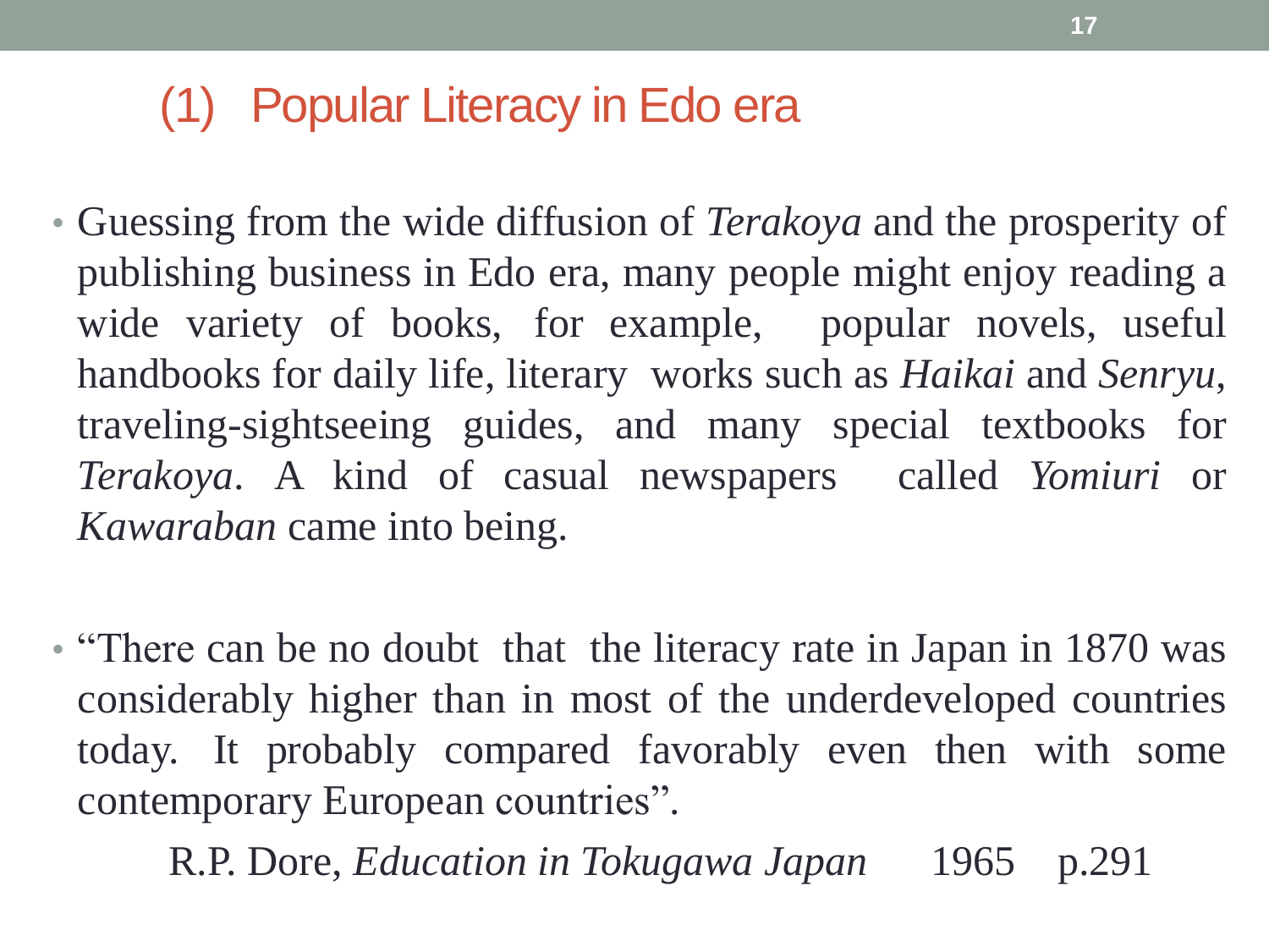## (1) Popular Literacy in Edo era

- Guessing from the wide diffusion of *Terakoya* and the prosperity of publishing business in Edo era, many people might enjoy reading a wide variety of books, for example, popular novels, useful handbooks for daily life, literary works such as *Haikai* and *Senryu*, traveling-sightseeing guides, and many special textbooks for *Terakoya*. A kind of casual newspapers called *Yomiuri* or *Kawaraban* came into being.

- "There can be no doubt that the literacy rate in Japan in 1870 was considerably higher than in most of the underdeveloped countries today. It probably compared favorably even then with some contemporary European countries".

  R.P. Dore, *Education in Tokugawa Japan* 1965 p.291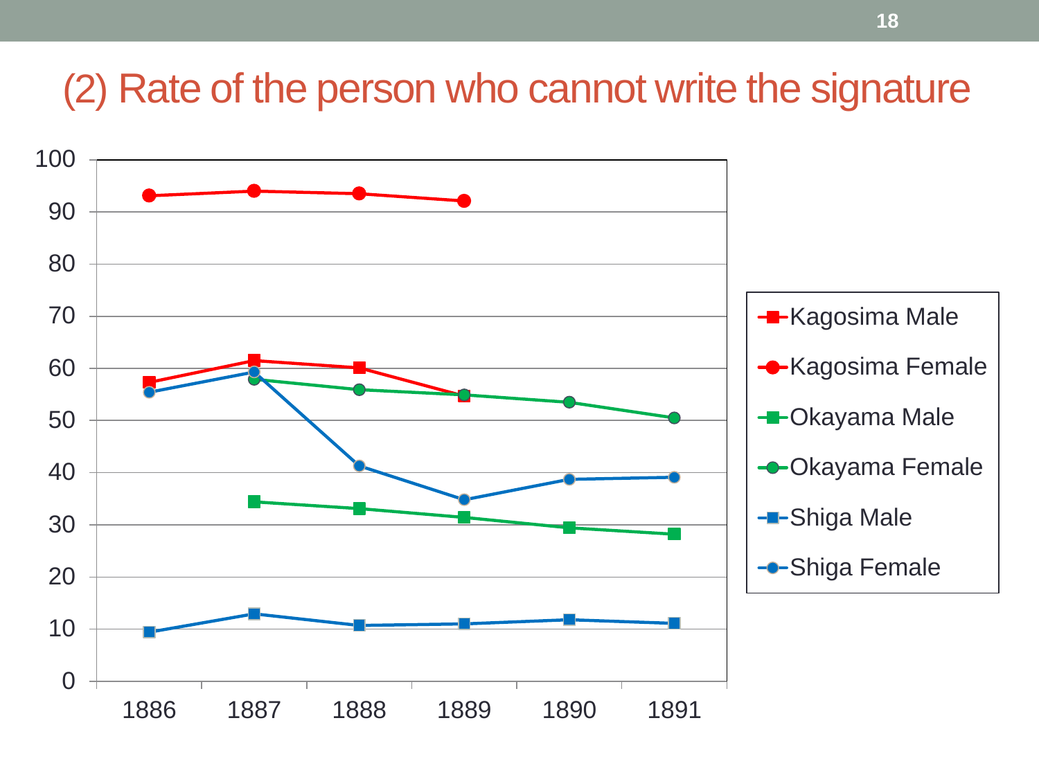## (2) Rate of the person who cannot write the signature

- Kagosima Male
- Kagosima Female
- Okayama Male
- Okayama Female
- Shiga Male
- Shiga Female

1886 1887 1888 1889 1890 1891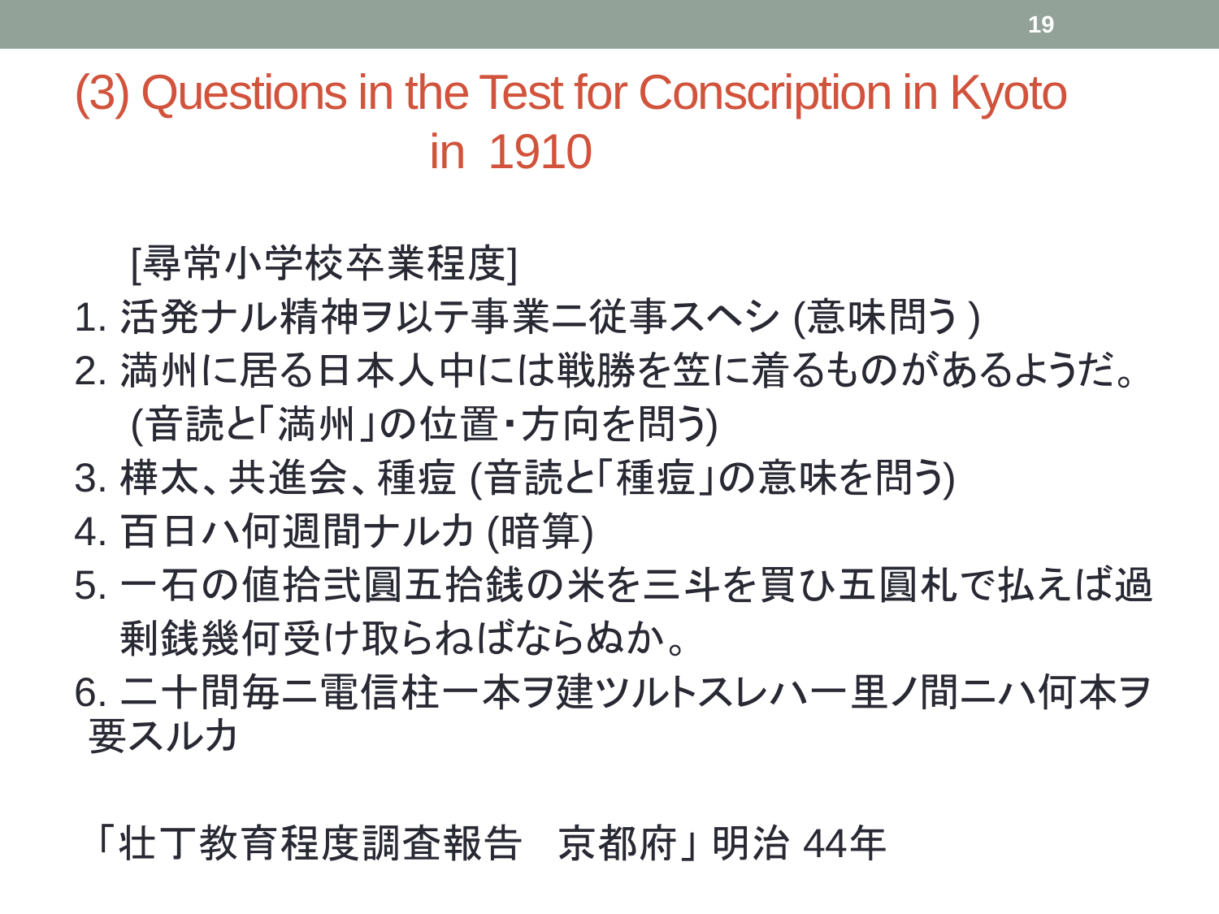# (3) Questions in the Test for Conscription in Kyoto in 1910

[尋常小学校卒業程度]

1. 活発ナル精神ヲ以テ事業ニ従事スヘシ (意味問う )
2. 満州に居る日本人中には戦勝を笠に着るものがあるようだ。 (音読と「満州」の位置・方向を問う)
3. 樺太、共進会、種痘 (音読と「種痘」の意味を問う)
4. 百日ハ何週間ナルカ (暗算)
5. 一石の値拾弐圓五拾銭の米を三斗を買ひ五圓札で払えば過剰銭幾何受け取らねばならぬか。
6. 二十間毎ニ電信柱一本ヲ建ツルトスレハ一里ノ間ニハ何本ヲ要スルカ

「壮丁教育程度調査報告　京都府」明治 44年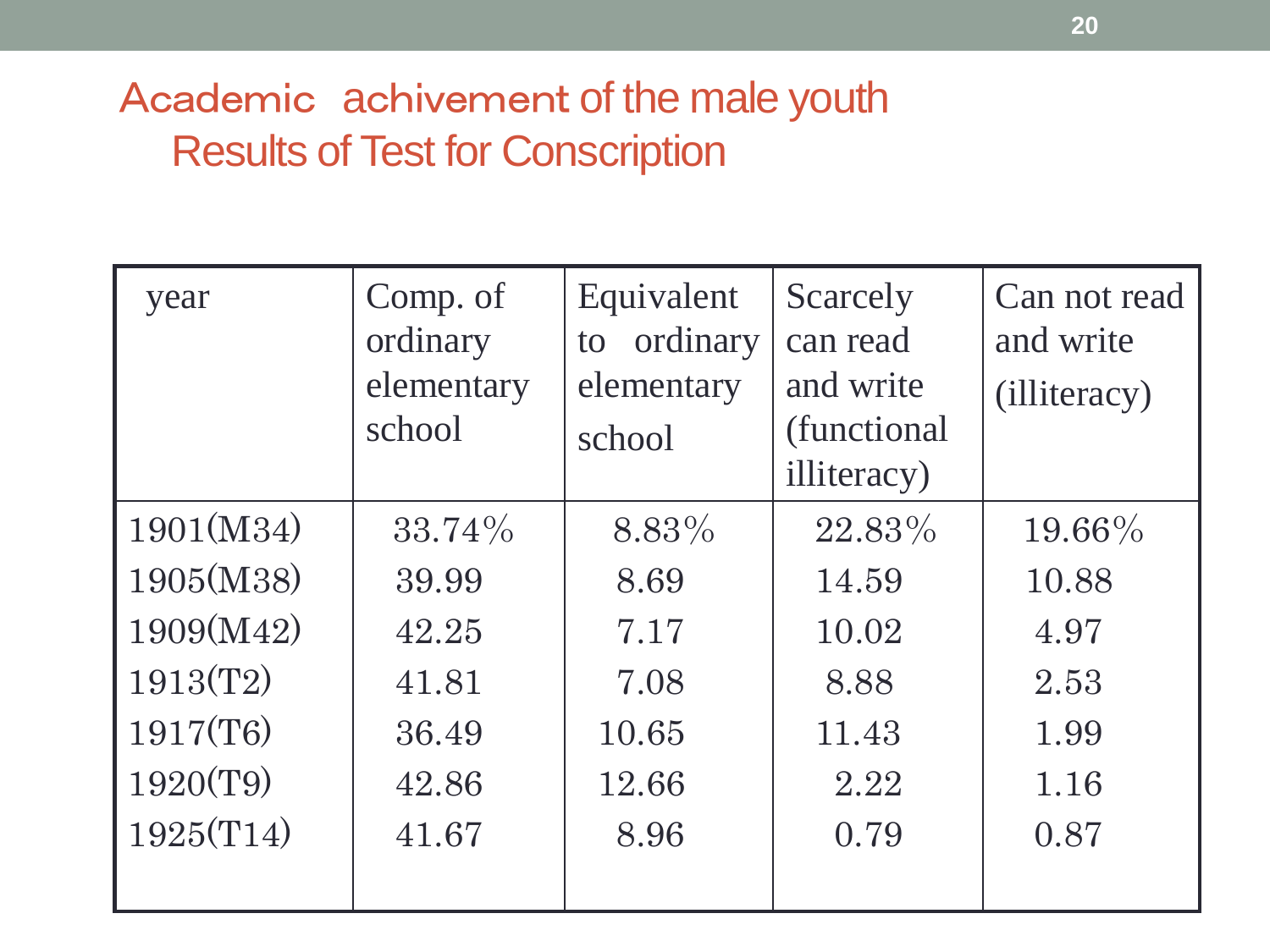# Academic achivement of the male youth
## Results of Test for Conscription

| year | Comp. of ordinary elementary school | Equivalent to ordinary elementary school | Scarcely can read and write (functional illiteracy) | Can not read and write (illiteracy) |
|---|---|---|---|---|
| 1901(M34) | 33.74% | 8.83% | 22.83% | 19.66% |
| 1905(M38) | 39.99 | 8.69 | 14.59 | 10.88 |
| 1909(M42) | 42.25 | 7.17 | 10.02 | 4.97 |
| 1913(T2) | 41.81 | 7.08 | 8.88 | 2.53 |
| 1917(T6) | 36.49 | 10.65 | 11.43 | 1.99 |
| 1920(T9) | 42.86 | 12.66 | 2.22 | 1.16 |
| 1925(T14) | 41.67 | 8.96 | 0.79 | 0.87 |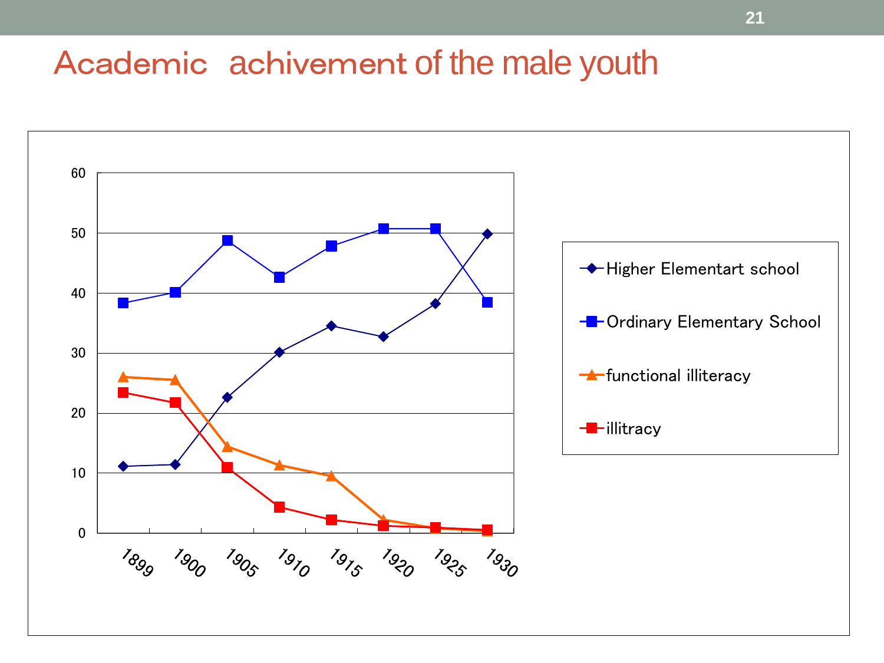# Academic achivement of the male youth

| | 1899 | 1900 | 1905 | 1910 | 1915 | 1920 | 1925 | 1930 |
|---|---|---|---|---|---|---|---|---|
| Higher Elementart school | 11.1 | 11.4 | 22.6 | 30.1 | 34.5 | 32.7 | 38.2 | 49.8 |
| Ordinary Elementary School | 38.3 | 40.1 | 48.7 | 42.5 | 47.8 | 50.7 | 50.7 | 38.4 |
| functional illiteracy | 26.0 | 25.5 | 14.3 | 11.3 | 9.5 | 2.1 | 0.8 | 0.3 |
| illitracy | 23.4 | 21.7 | 10.9 | 4.3 | 2.2 | 1.2 | 0.9 | 0.5 |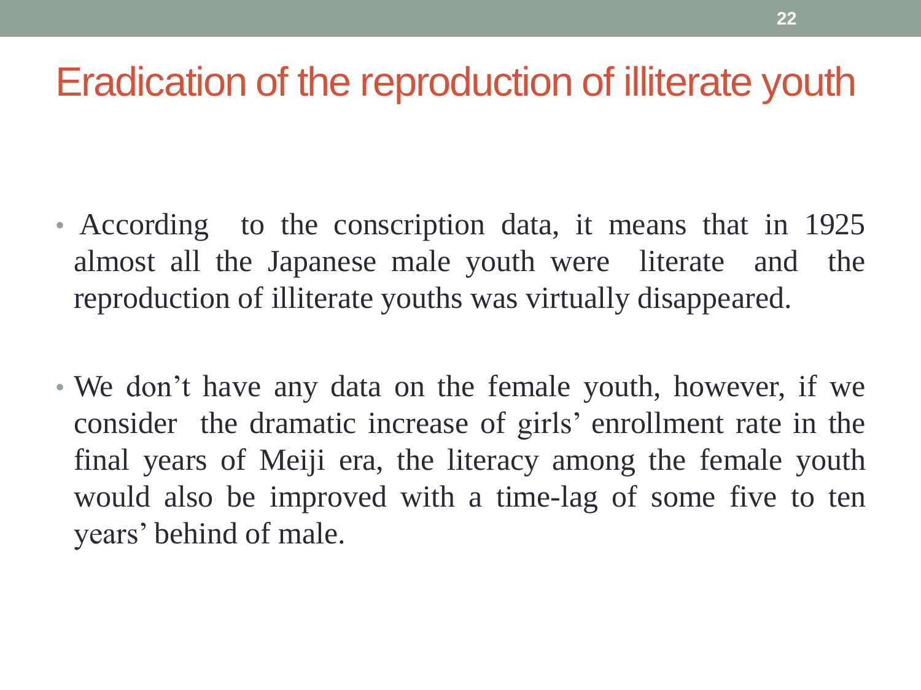# Eradication of the reproduction of illiterate youth

- According to the conscription data, it means that in 1925 almost all the Japanese male youth were literate and the reproduction of illiterate youths was virtually disappeared.

- We don't have any data on the female youth, however, if we consider the dramatic increase of girls' enrollment rate in the final years of Meiji era, the literacy among the female youth would also be improved with a time-lag of some five to ten years' behind of male.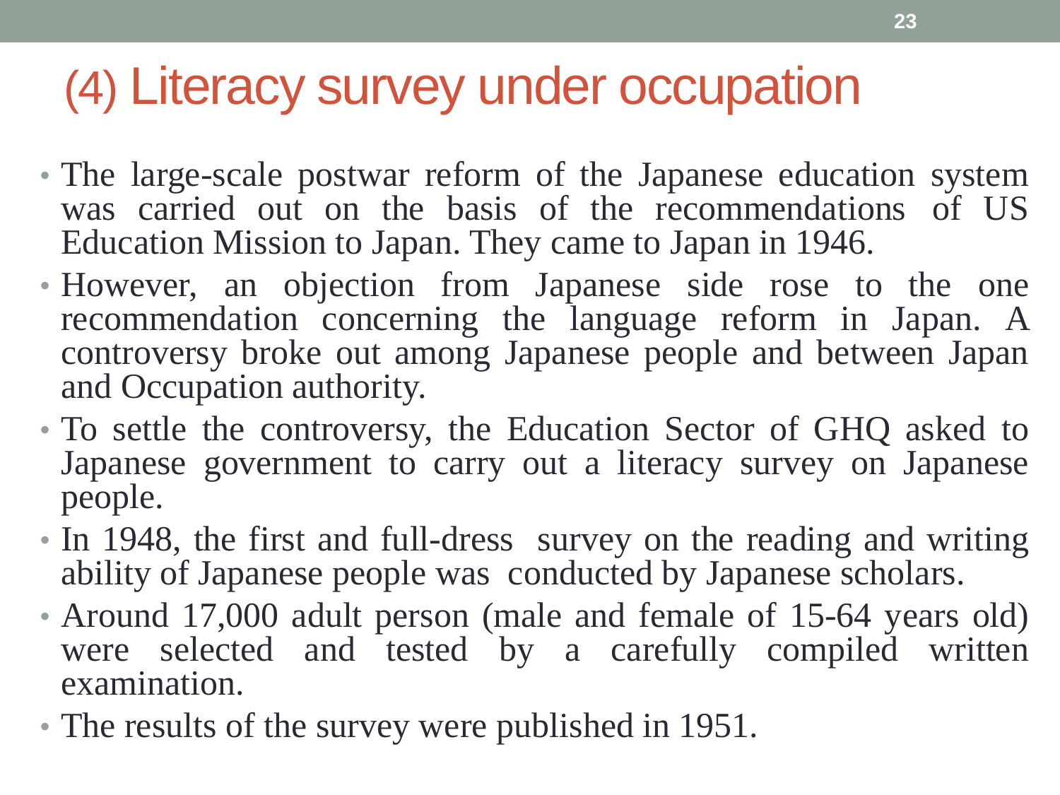# (4) Literacy survey under occupation

- The large-scale postwar reform of the Japanese education system was carried out on the basis of the recommendations of US Education Mission to Japan. They came to Japan in 1946.
- However, an objection from Japanese side rose to the one recommendation concerning the language reform in Japan. A controversy broke out among Japanese people and between Japan and Occupation authority.
- To settle the controversy, the Education Sector of GHQ asked to Japanese government to carry out a literacy survey on Japanese people.
- In 1948, the first and full-dress survey on the reading and writing ability of Japanese people was conducted by Japanese scholars.
- Around 17,000 adult person (male and female of 15-64 years old) were selected and tested by a carefully compiled written examination.
- The results of the survey were published in 1951.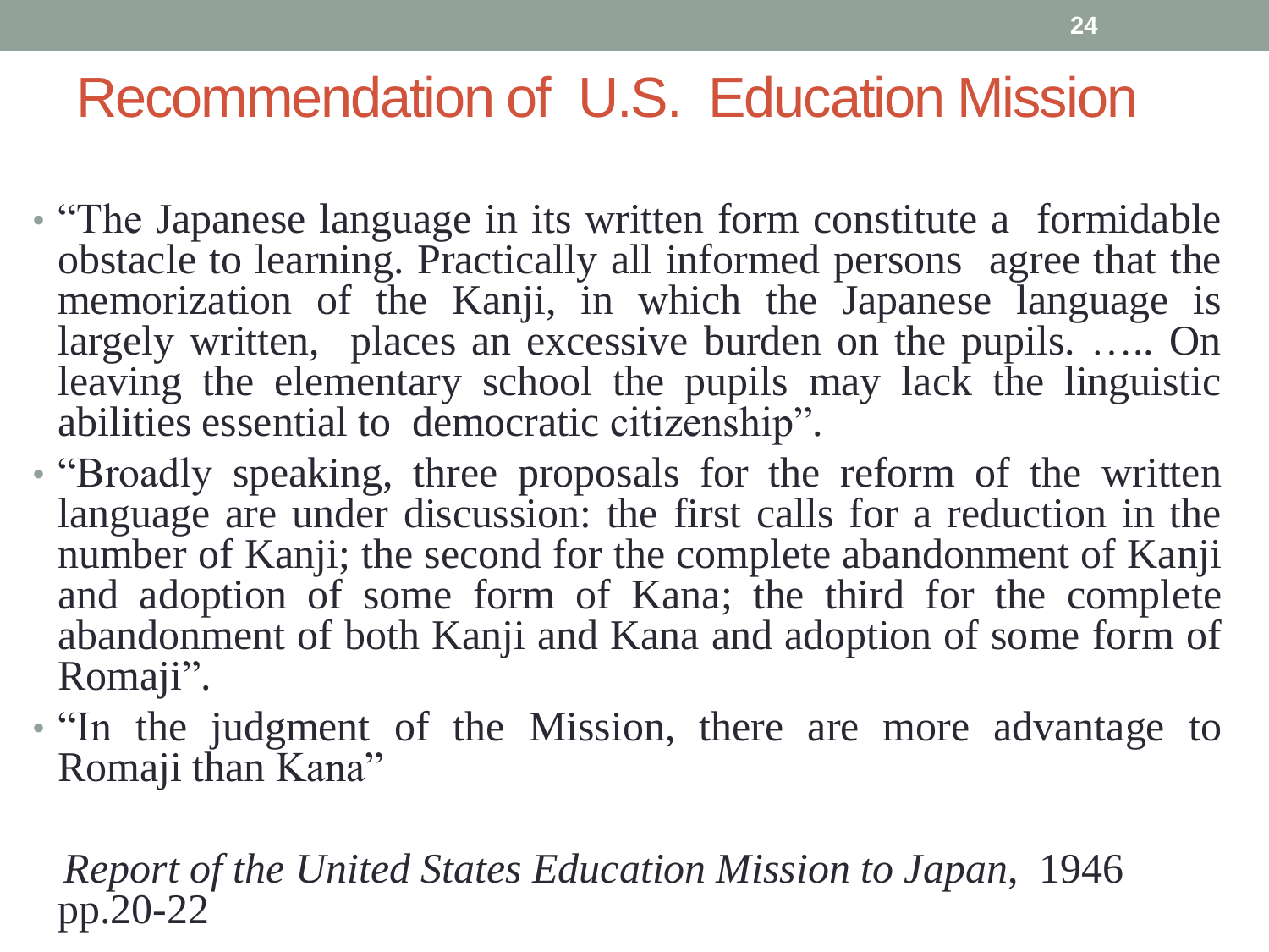# Recommendation of U.S. Education Mission

- "The Japanese language in its written form constitute a formidable obstacle to learning. Practically all informed persons agree that the memorization of the Kanji, in which the Japanese language is largely written, places an excessive burden on the pupils. ….. On leaving the elementary school the pupils may lack the linguistic abilities essential to democratic citizenship".
- "Broadly speaking, three proposals for the reform of the written language are under discussion: the first calls for a reduction in the number of Kanji; the second for the complete abandonment of Kanji and adoption of some form of Kana; the third for the complete abandonment of both Kanji and Kana and adoption of some form of Romaji".
- "In the judgment of the Mission, there are more advantage to Romaji than Kana"

*Report of the United States Education Mission to Japan,* 1946 pp.20-22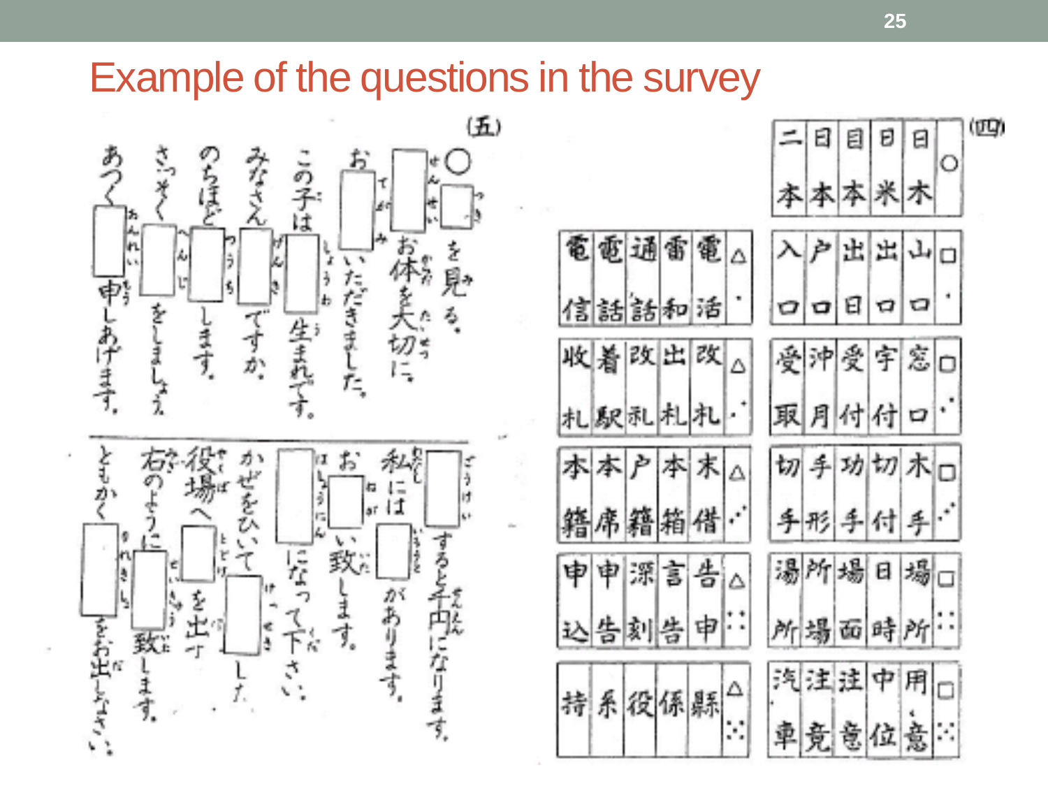# Example of the questions in the survey

（五）

〇 □（げつ）を見る。

お体を大切に。□（けんせい）

お□（てがみ）いただきました。

この子は□（げんき）生まれです。

みなさん□（しょうわ）ですか。

のちほど□（つうち）します。

さっそく□（へんじ）をしましょう

あつく□（おんれい）申しあげます。

私には□（ごうけい）すると千円になります。

お□（いきさつ）があります。

お□（ねがい）致します。

□（はしょうにん）になって下さい。

かぜをひいて□（けっせき）した。

役場へ□（とどけ）を出す。

右のように□（せいきゅう）致します。

ともかく□（りれきしょ）をお出しなさい。

（四）

| ○ | 日木 | 日米 | 日本 | 目本 | 二本 |
|---|---|---|---|---|---|
| □・ | 山口 | 出口 | 出日 | 戸口 | 入口 |
| □∴ | 窓口 | 宇付 | 受付 | 沖月 | 受取 |
| □∴ | 木手 | 切付 | 功手 | 手形 | 切手 |
| □∷ | 場所 | 日時 | 場面 | 所場 | 湯所 |
| □∵ | 用意 | 中位 | 注意 | 注竟 | 汽車 |

| △・ | 電活 | 雷和 | 通話 | 電話 | 電信 |
|---|---|---|---|---|---|
| △∴ | 改札 | 出札 | 改乱 | 着駅 | 收札 |
| △∴ | 末借 | 本箱 | 戸籍 | 本席 | 本籍 |
| △∷ | 告申 | 言告 | 深刻 | 申告 | 申込 |
| △∵ | 縣 | 係 | 役 | 系 | 持 |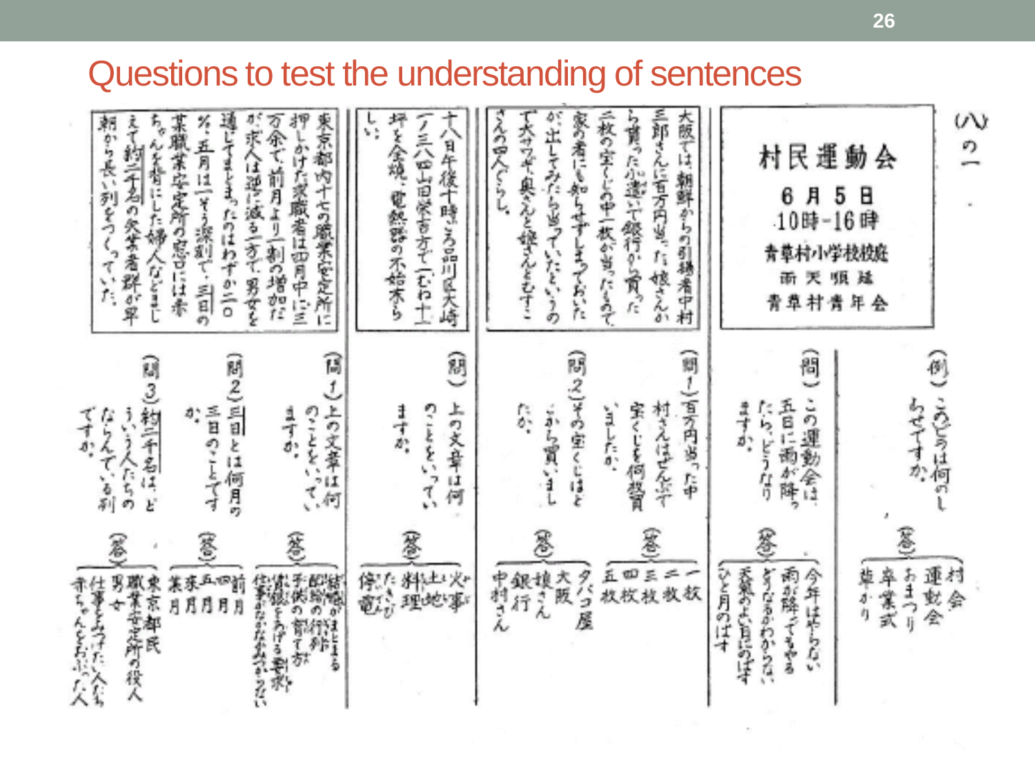# Questions to test the understanding of sentences

八の一

（例）このびらは何のしらせですか。

（答）
- 村会
- 運動会
- おまつり
- 卒業式
- 稲かり

> **村民運動会**
> 6月5日
> 10時-16時
> 青草村小学校校庭
> 雨天順延
> 青草村青年会

（問）この運動会は五日に雨が降ったら、どうなりますか。

（答）
- 今年はやらない
- 雨が降ってもやる
- どうなるかわからない
- 天気のよい日にのばす
- ひと月のばす

> 大阪では、朝鮮からの引揚者中村三郎さんに百万円当った。娘さんから貰った小遣いで銀行から買った二枚の宝くじの中一枚が当ったもので家の者にも知らせずしまっておいたが、出してみたら当っていたというので大サワギ。奥さんと娘さんとむすこさんの四人ぐらし。

（問1）百万円当った中村さんはぜんぶで宝くじを何枚買いましたか。

（答）
- 一枚
- 二枚
- 三枚
- 四枚
- 五枚

（問2）その宝くじはどこから買いましたか。

（答）
- タバコ屋
- 大阪
- 娘さん
- 銀行
- 中村さん

> 十八日午後十時ごろ品川区大崎（一ノ三八四）山田栄吉方で一むね十坪を全焼。電熱器の不始末らしい。

（問）上の文章は何のことをいっていますか。

（答）
- 火事
- 土地
- 料理
- たき火
- 電び

> 東京都内十七の職業安定所に押しかけた求職者は四月中に三万余で、前月より一割の増加だが、求人は逆に減る一方で、男女を通じてきまったのはわずか二〇%。五月は一そう深刻で、三日の某職業安定所の窓口には赤ちゃんを背にした婦人などまじえて約二千名の失業者群が早朝から長い列をつくっていた。

（問1）上の文章は何のことをいっていますか。

（答）
- 結婚がきまる
- 配給の行列
- 子供の育て方
- 賃銀をあげる要求
- 仕事がなかなかみつからない

（問2）三日とは何月の三日のことですか。

（答）
- 前月
- 四月
- 五月
- 来月
- 某月

（問3）約二千名は、どういう人たちのならんでいる列ですか。

（答）
- 東京都民
- 職業安定所の役人
- 男女
- 仕事をみつけた人たち
- 赤ちゃんをおぶった人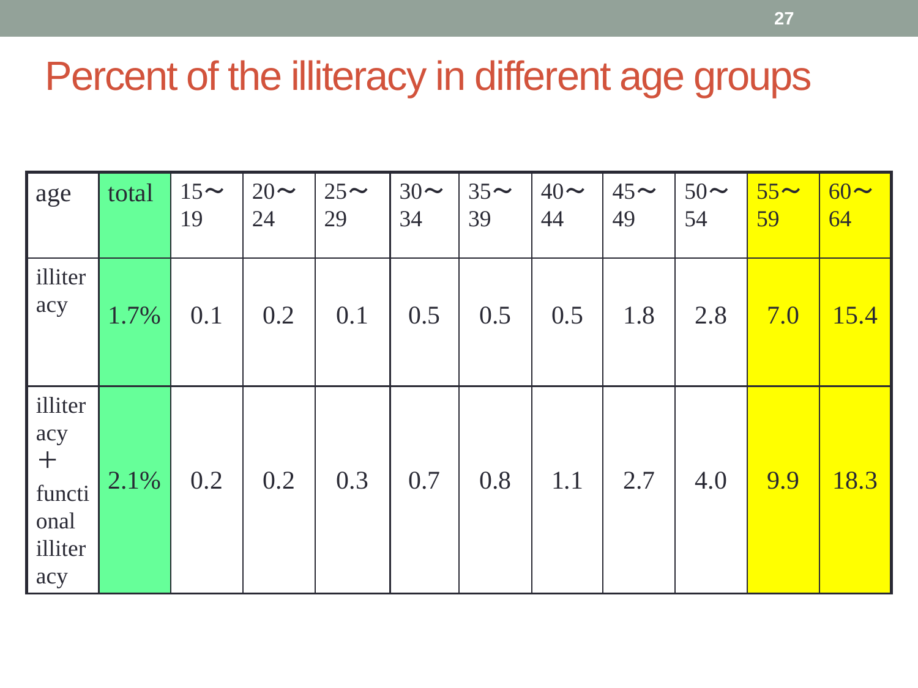# Percent of the illiteracy in different age groups

| age | total | 15～19 | 20～24 | 25～29 | 30～34 | 35～39 | 40～44 | 45～49 | 50～54 | 55～59 | 60～64 |
|---|---|---|---|---|---|---|---|---|---|---|---|
| illiteracy | 1.7% | 0.1 | 0.2 | 0.1 | 0.5 | 0.5 | 0.5 | 1.8 | 2.8 | 7.0 | 15.4 |
| illiteracy ＋ functional illiteracy | 2.1% | 0.2 | 0.2 | 0.3 | 0.7 | 0.8 | 1.1 | 2.7 | 4.0 | 9.9 | 18.3 |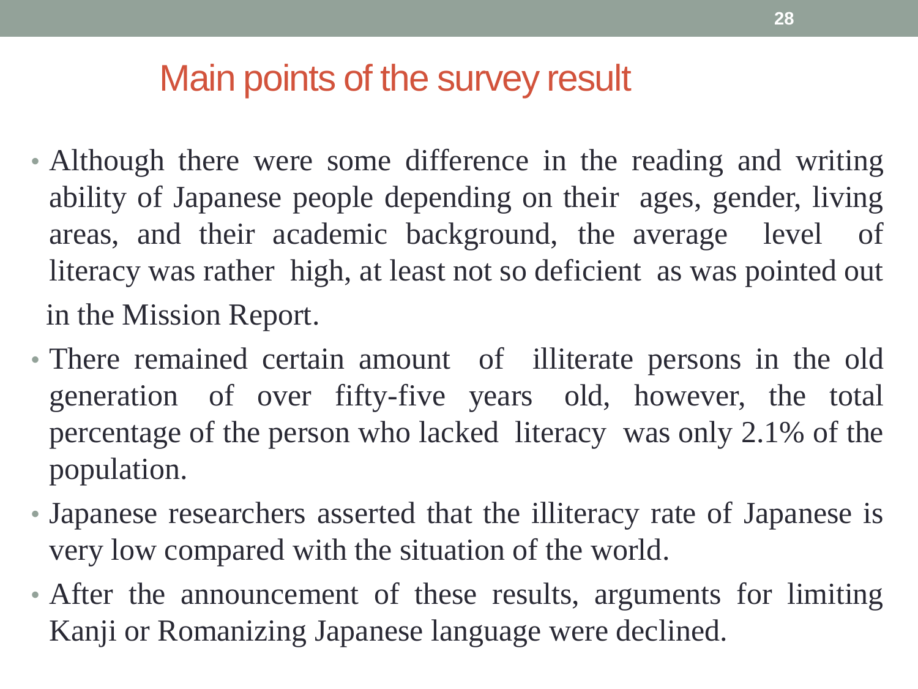# Main points of the survey result

- Although there were some difference in the reading and writing ability of Japanese people depending on their ages, gender, living areas, and their academic background, the average level of literacy was rather high, at least not so deficient as was pointed out in the Mission Report.
- There remained certain amount of illiterate persons in the old generation of over fifty-five years old, however, the total percentage of the person who lacked literacy was only 2.1% of the population.
- Japanese researchers asserted that the illiteracy rate of Japanese is very low compared with the situation of the world.
- After the announcement of these results, arguments for limiting Kanji or Romanizing Japanese language were declined.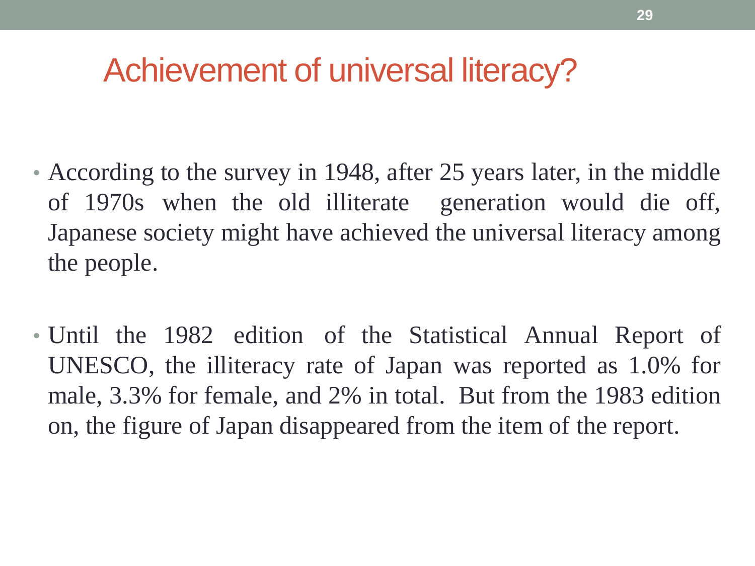# Achievement of universal literacy?

- According to the survey in 1948, after 25 years later, in the middle of 1970s when the old illiterate generation would die off, Japanese society might have achieved the universal literacy among the people.

- Until the 1982 edition of the Statistical Annual Report of UNESCO, the illiteracy rate of Japan was reported as 1.0% for male, 3.3% for female, and 2% in total. But from the 1983 edition on, the figure of Japan disappeared from the item of the report.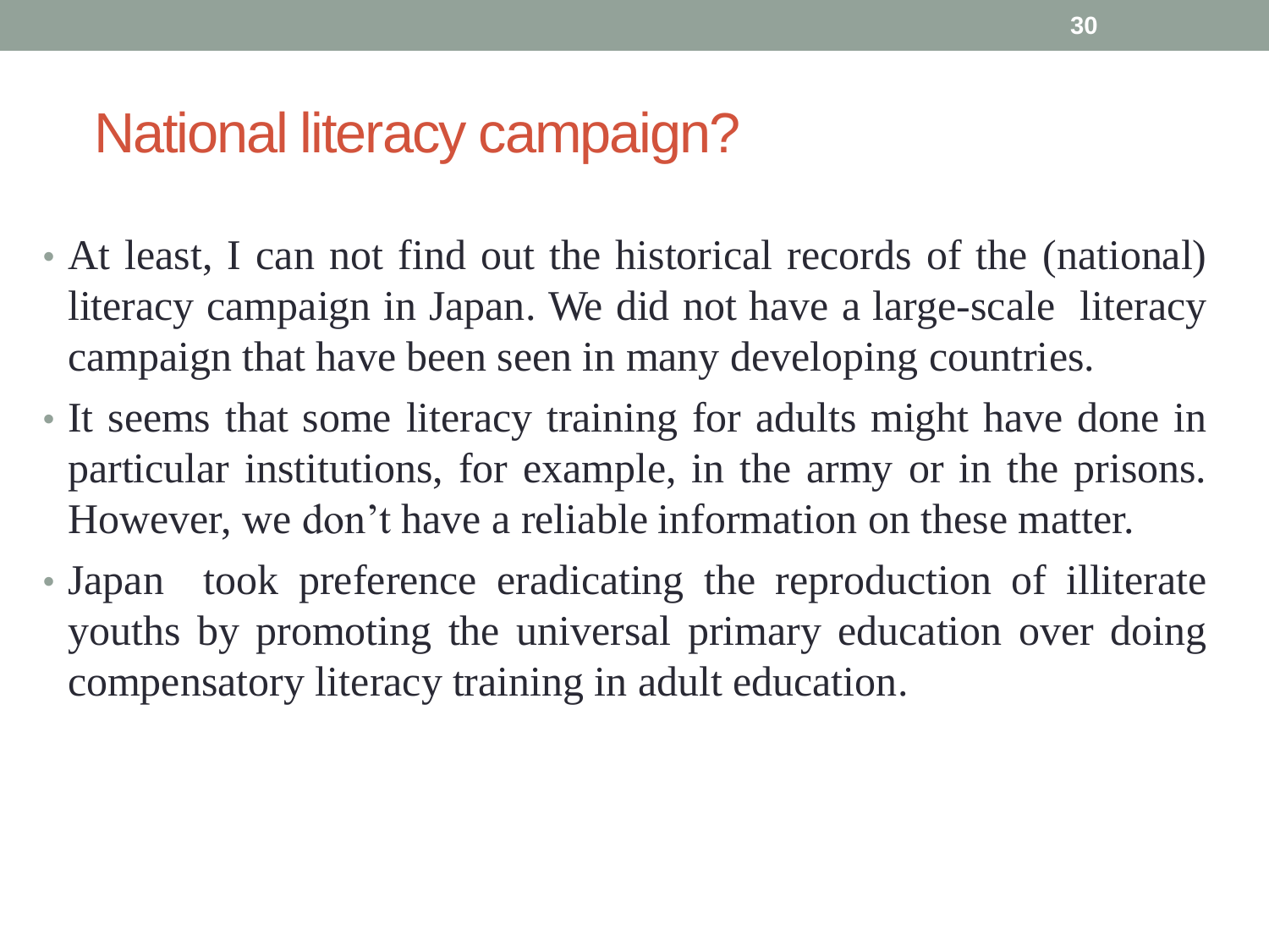# National literacy campaign?

- At least, I can not find out the historical records of the (national) literacy campaign in Japan. We did not have a large-scale literacy campaign that have been seen in many developing countries.
- It seems that some literacy training for adults might have done in particular institutions, for example, in the army or in the prisons. However, we don't have a reliable information on these matter.
- Japan took preference eradicating the reproduction of illiterate youths by promoting the universal primary education over doing compensatory literacy training in adult education.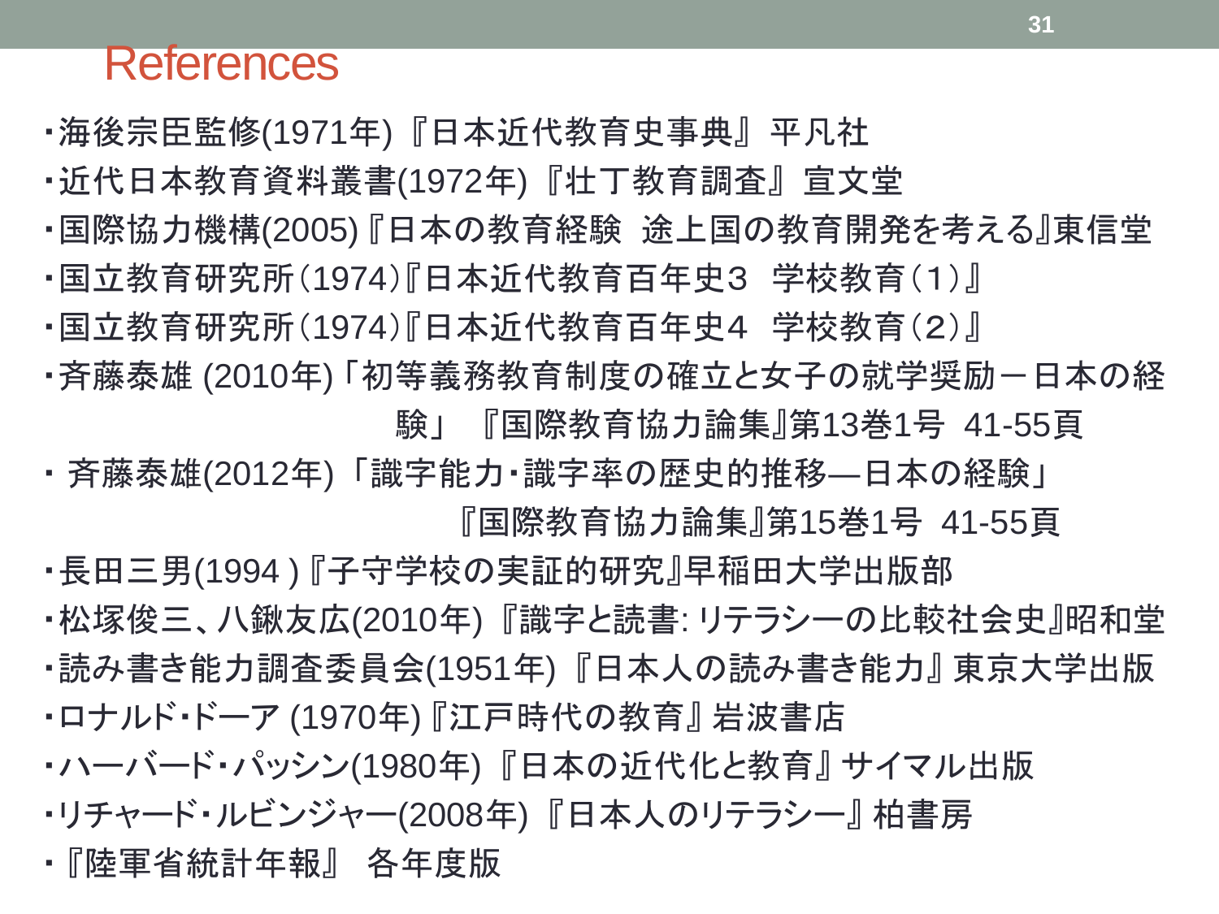# References

- ･海後宗臣監修(1971年)『日本近代教育史事典』平凡社
- ･近代日本教育資料叢書(1972年)『壮丁教育調査』宣文堂
- ･国際協力機構(2005)『日本の教育経験　途上国の教育開発を考える』東信堂
- ･国立教育研究所（1974）『日本近代教育百年史３　学校教育（１）』
- ･国立教育研究所（1974）『日本近代教育百年史４　学校教育（２）』
- ･斉藤泰雄 (2010年)「初等義務教育制度の確立と女子の就学奨励－日本の経験」『国際教育協力論集』第13巻1号 41-55頁
- ･ 斉藤泰雄(2012年)「識字能力･識字率の歴史的推移―日本の経験」『国際教育協力論集』第15巻1号 41-55頁
- ･長田三男(1994 )『子守学校の実証的研究』早稲田大学出版部
- ･松塚俊三、八鍬友広(2010年)『識字と読書: リテラシーの比較社会史』昭和堂
- ･読み書き能力調査委員会(1951年)『日本人の読み書き能力』東京大学出版
- ･ロナルド･ドーア (1970年)『江戸時代の教育』岩波書店
- ･ハーバード･パッシン(1980年)『日本の近代化と教育』サイマル出版
- ･リチャード･ルビンジャー(2008年)『日本人のリテラシー』柏書房
- ･『陸軍省統計年報』 各年度版